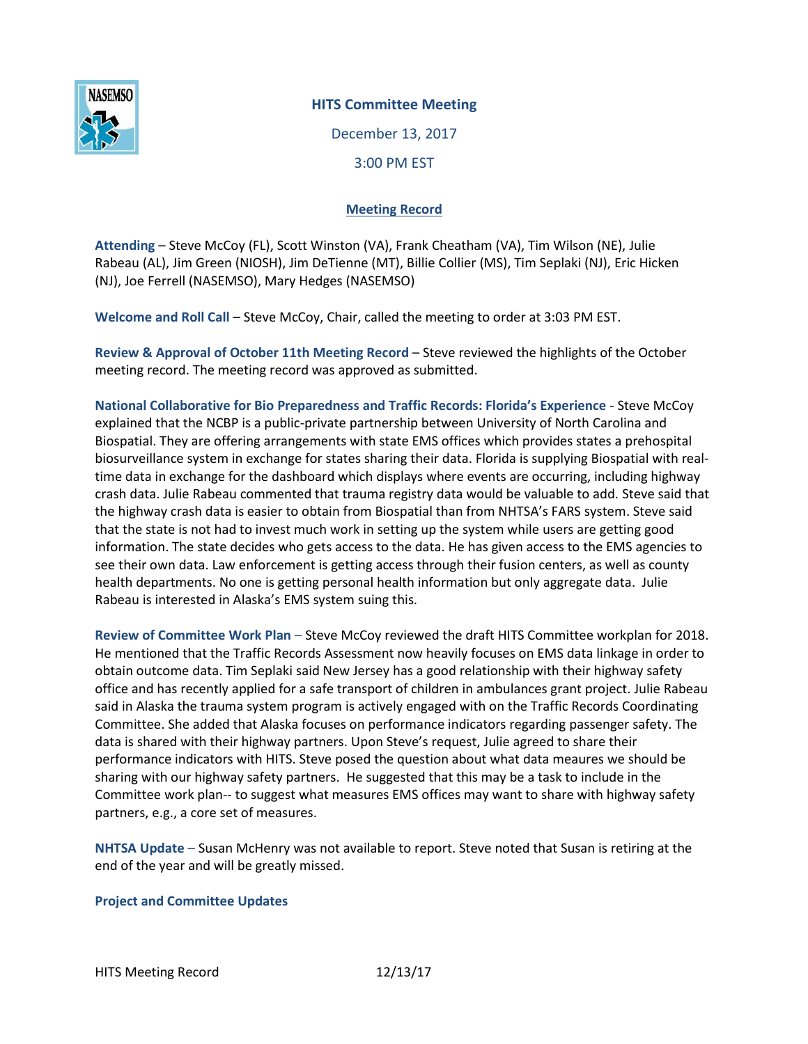# HITS Committee Meeting

December 13, 2017

3:00 PM EST

## Meeting Record

**Attending** – Steve McCoy (FL), Scott Winston (VA), Frank Cheatham (VA), Tim Wilson (NE), Julie Rabeau (AL), Jim Green (NIOSH), Jim DeTienne (MT), Billie Collier (MS), Tim Seplaki (NJ), Eric Hicken (NJ), Joe Ferrell (NASEMSO), Mary Hedges (NASEMSO)

**Welcome and Roll Call** – Steve McCoy, Chair, called the meeting to order at 3:03 PM EST.

**Review & Approval of October 11th Meeting Record** – Steve reviewed the highlights of the October meeting record. The meeting record was approved as submitted.

**National Collaborative for Bio Preparedness and Traffic Records: Florida's Experience** - Steve McCoy explained that the NCBP is a public-private partnership between University of North Carolina and Biospatial. They are offering arrangements with state EMS offices which provides states a prehospital biosurveillance system in exchange for states sharing their data. Florida is supplying Biospatial with real-time data in exchange for the dashboard which displays where events are occurring, including highway crash data. Julie Rabeau commented that trauma registry data would be valuable to add. Steve said that the highway crash data is easier to obtain from Biospatial than from NHTSA's FARS system. Steve said that the state is not had to invest much work in setting up the system while users are getting good information. The state decides who gets access to the data. He has given access to the EMS agencies to see their own data. Law enforcement is getting access through their fusion centers, as well as county health departments. No one is getting personal health information but only aggregate data. Julie Rabeau is interested in Alaska's EMS system suing this.

**Review of Committee Work Plan** – Steve McCoy reviewed the draft HITS Committee workplan for 2018. He mentioned that the Traffic Records Assessment now heavily focuses on EMS data linkage in order to obtain outcome data. Tim Seplaki said New Jersey has a good relationship with their highway safety office and has recently applied for a safe transport of children in ambulances grant project. Julie Rabeau said in Alaska the trauma system program is actively engaged with on the Traffic Records Coordinating Committee. She added that Alaska focuses on performance indicators regarding passenger safety. The data is shared with their highway partners. Upon Steve's request, Julie agreed to share their performance indicators with HITS. Steve posed the question about what data meaures we should be sharing with our highway safety partners. He suggested that this may be a task to include in the Committee work plan-- to suggest what measures EMS offices may want to share with highway safety partners, e.g., a core set of measures.

**NHTSA Update** – Susan McHenry was not available to report. Steve noted that Susan is retiring at the end of the year and will be greatly missed.

**Project and Committee Updates**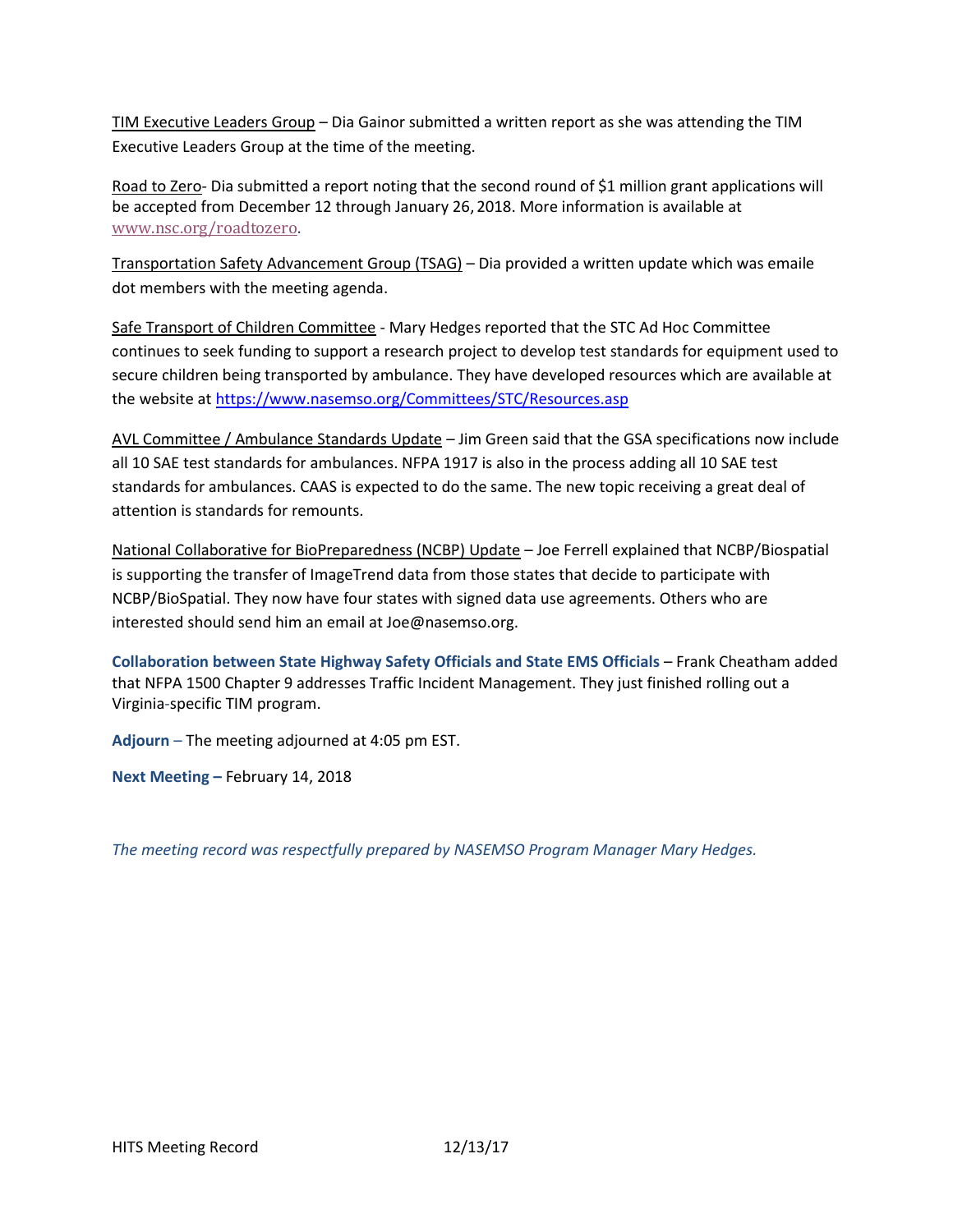TIM Executive Leaders Group – Dia Gainor submitted a written report as she was attending the TIM Executive Leaders Group at the time of the meeting.

Road to Zero- Dia submitted a report noting that the second round of $1 million grant applications will be accepted from December 12 through January 26, 2018. More information is available at www.nsc.org/roadtozero.

Transportation Safety Advancement Group (TSAG) – Dia provided a written update which was emaile dot members with the meeting agenda.

Safe Transport of Children Committee - Mary Hedges reported that the STC Ad Hoc Committee continues to seek funding to support a research project to develop test standards for equipment used to secure children being transported by ambulance. They have developed resources which are available at the website at https://www.nasemso.org/Committees/STC/Resources.asp

AVL Committee / Ambulance Standards Update – Jim Green said that the GSA specifications now include all 10 SAE test standards for ambulances. NFPA 1917 is also in the process adding all 10 SAE test standards for ambulances. CAAS is expected to do the same. The new topic receiving a great deal of attention is standards for remounts.

National Collaborative for BioPreparedness (NCBP) Update – Joe Ferrell explained that NCBP/Biospatial is supporting the transfer of ImageTrend data from those states that decide to participate with NCBP/BioSpatial. They now have four states with signed data use agreements. Others who are interested should send him an email at Joe@nasemso.org.

**Collaboration between State Highway Safety Officials and State EMS Officials** – Frank Cheatham added that NFPA 1500 Chapter 9 addresses Traffic Incident Management. They just finished rolling out a Virginia-specific TIM program.

**Adjourn** – The meeting adjourned at 4:05 pm EST.

**Next Meeting –** February 14, 2018

*The meeting record was respectfully prepared by NASEMSO Program Manager Mary Hedges.*